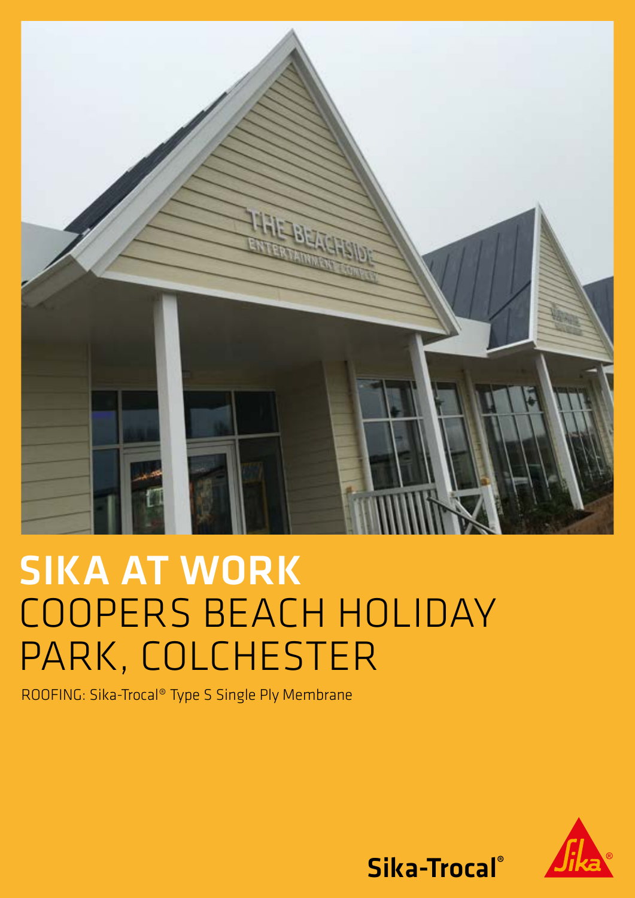# SIKA AT WORK
# COOPERS BEACH HOLIDAY PARK, COLCHESTER

ROOFING: Sika-Trocal® Type S Single Ply Membrane

Sika-Trocal®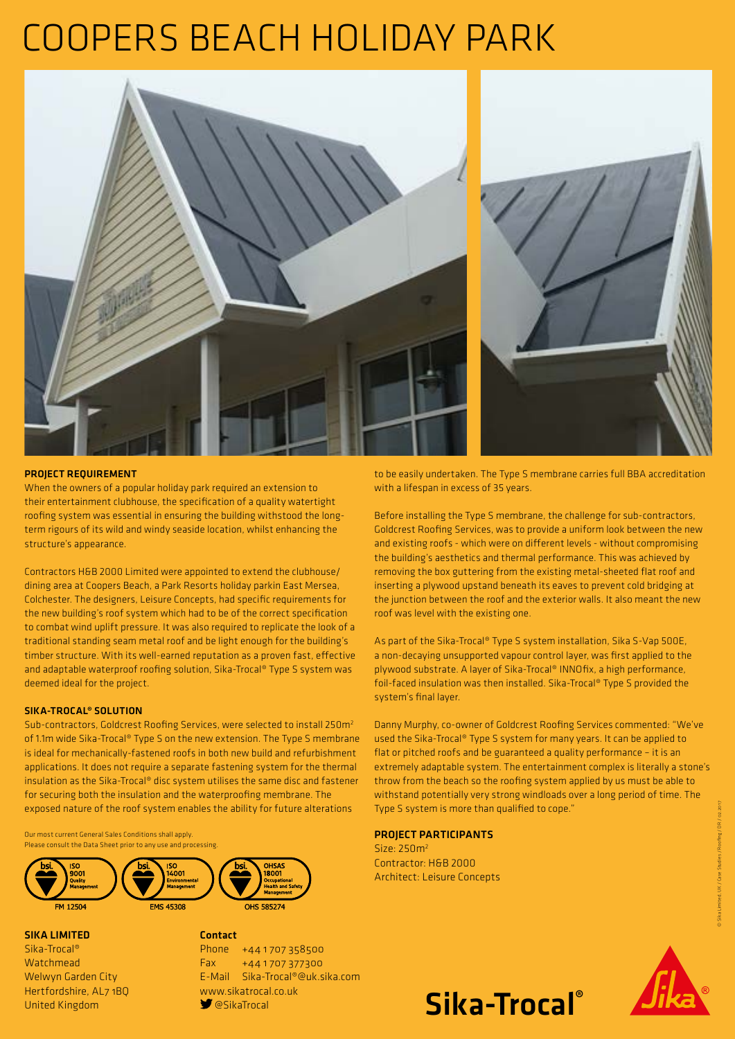# COOPERS BEACH HOLIDAY PARK

## PROJECT REQUIREMENT

When the owners of a popular holiday park required an extension to their entertainment clubhouse, the specification of a quality watertight roofing system was essential in ensuring the building withstood the long-term rigours of its wild and windy seaside location, whilst enhancing the structure's appearance.

Contractors H&B 2000 Limited were appointed to extend the clubhouse/ dining area at Coopers Beach, a Park Resorts holiday parkin East Mersea, Colchester. The designers, Leisure Concepts, had specific requirements for the new building's roof system which had to be of the correct specification to combat wind uplift pressure. It was also required to replicate the look of a traditional standing seam metal roof and be light enough for the building's timber structure. With its well-earned reputation as a proven fast, effective and adaptable waterproof roofing solution, Sika-Trocal® Type S system was deemed ideal for the project.

## SIKA-TROCAL® SOLUTION

Sub-contractors, Goldcrest Roofing Services, were selected to install 250m² of 1.1m wide Sika-Trocal® Type S on the new extension. The Type S membrane is ideal for mechanically-fastened roofs in both new build and refurbishment applications. It does not require a separate fastening system for the thermal insulation as the Sika-Trocal® disc system utilises the same disc and fastener for securing both the insulation and the waterproofing membrane. The exposed nature of the roof system enables the ability for future alterations to be easily undertaken. The Type S membrane carries full BBA accreditation with a lifespan in excess of 35 years.

Before installing the Type S membrane, the challenge for sub-contractors, Goldcrest Roofing Services, was to provide a uniform look between the new and existing roofs - which were on different levels - without compromising the building's aesthetics and thermal performance. This was achieved by removing the box guttering from the existing metal-sheeted flat roof and inserting a plywood upstand beneath its eaves to prevent cold bridging at the junction between the roof and the exterior walls. It also meant the new roof was level with the existing one.

As part of the Sika-Trocal® Type S system installation, Sika S-Vap 500E, a non-decaying unsupported vapour control layer, was first applied to the plywood substrate. A layer of Sika-Trocal® INNOfix, a high performance, foil-faced insulation was then installed. Sika-Trocal® Type S provided the system's final layer.

Danny Murphy, co-owner of Goldcrest Roofing Services commented: "We've used the Sika-Trocal® Type S system for many years. It can be applied to flat or pitched roofs and be guaranteed a quality performance – it is an extremely adaptable system. The entertainment complex is literally a stone's throw from the beach so the roofing system applied by us must be able to withstand potentially very strong windloads over a long period of time. The Type S system is more than qualified to cope."

## PROJECT PARTICIPANTS

Size: 250m²
Contractor: H&B 2000
Architect: Leisure Concepts

Our most current General Sales Conditions shall apply.
Please consult the Data Sheet prior to any use and processing.

ISO 9001 Quality Management – FM 12504
ISO 14001 Environmental Management – EMS 45308
OHSAS 18001 Occupational Health and Safety Management – OHS 585274

**SIKA LIMITED**
Sika-Trocal®
Watchmead
Welwyn Garden City
Hertfordshire, AL7 1BQ
United Kingdom

**Contact**
Phone +44 1707 358500
Fax +44 1707 377300
E-Mail Sika-Trocal®@uk.sika.com
www.sikatrocal.co.uk
@SikaTrocal

Sika-Trocal®

© Sika Limited, UK / Case Studies /Roofing / DR / 02.2017